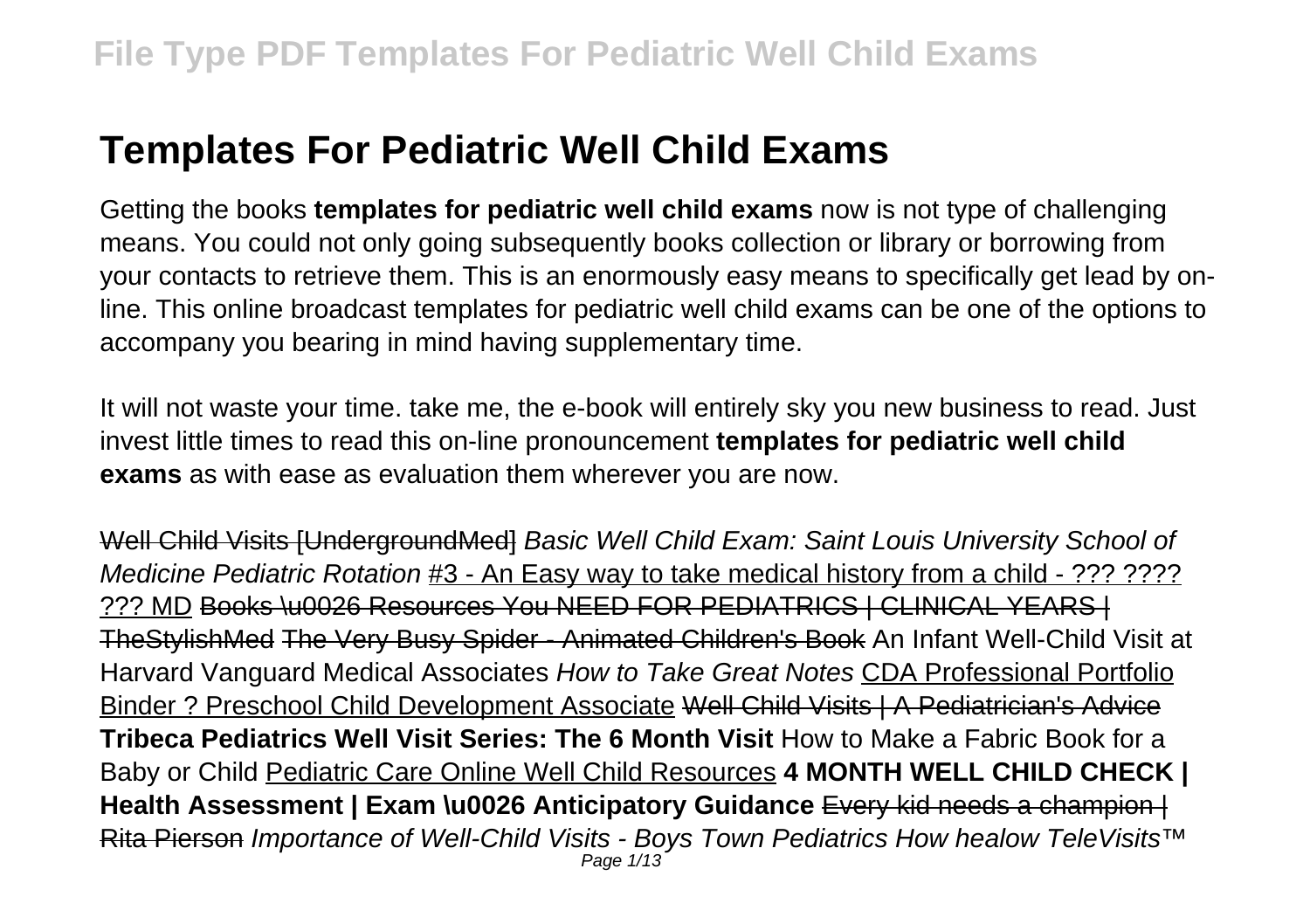# Templates For Pediatric Well Child Exams

Getting the books **templates for pediatric well child exams** now is not type of challenging means. You could not only going subsequently books collection or library or borrowing from your contacts to retrieve them. This is an enormously easy means to specifically get lead by on-line. This online broadcast templates for pediatric well child exams can be one of the options to accompany you bearing in mind having supplementary time.

It will not waste your time. take me, the e-book will entirely sky you new business to read. Just invest little times to read this on-line pronouncement **templates for pediatric well child exams** as with ease as evaluation them wherever you are now.

~~Well Child Visits [UndergroundMed]~~ *Basic Well Child Exam: Saint Louis University School of Medicine Pediatric Rotation* #3 - An Easy way to take medical history from a child - ??? ???? ??? MD ~~Books \u0026 Resources You NEED FOR PEDIATRICS | CLINICAL YEARS | TheStylishMed~~ ~~The Very Busy Spider - Animated Children's Book~~ An Infant Well-Child Visit at Harvard Vanguard Medical Associates *How to Take Great Notes* CDA Professional Portfolio Binder ? Preschool Child Development Associate ~~Well Child Visits | A Pediatrician's Advice~~ **Tribeca Pediatrics Well Visit Series: The 6 Month Visit** How to Make a Fabric Book for a Baby or Child Pediatric Care Online Well Child Resources **4 MONTH WELL CHILD CHECK | Health Assessment | Exam \u0026 Anticipatory Guidance** ~~Every kid needs a champion | Rita Pierson~~ *Importance of Well-Child Visits - Boys Town Pediatrics How healow TeleVisits™*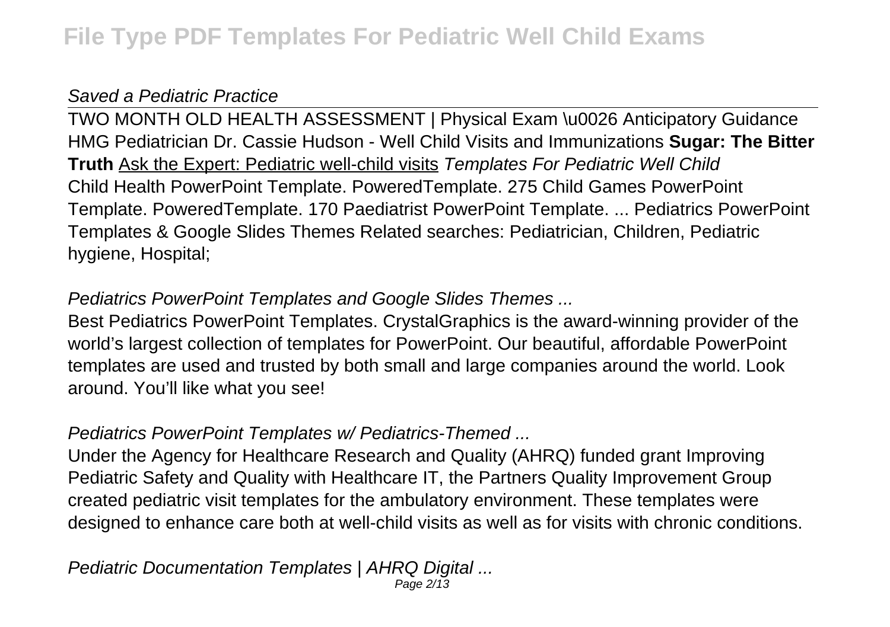*Saved a Pediatric Practice*

TWO MONTH OLD HEALTH ASSESSMENT | Physical Exam \u0026 Anticipatory Guidance HMG Pediatrician Dr. Cassie Hudson - Well Child Visits and Immunizations **Sugar: The Bitter Truth** Ask the Expert: Pediatric well-child visits *Templates For Pediatric Well Child*
Child Health PowerPoint Template. PoweredTemplate. 275 Child Games PowerPoint Template. PoweredTemplate. 170 Paediatrist PowerPoint Template. ... Pediatrics PowerPoint Templates & Google Slides Themes Related searches: Pediatrician, Children, Pediatric hygiene, Hospital;

*Pediatrics PowerPoint Templates and Google Slides Themes ...*

Best Pediatrics PowerPoint Templates. CrystalGraphics is the award-winning provider of the world's largest collection of templates for PowerPoint. Our beautiful, affordable PowerPoint templates are used and trusted by both small and large companies around the world. Look around. You'll like what you see!

*Pediatrics PowerPoint Templates w/ Pediatrics-Themed ...*

Under the Agency for Healthcare Research and Quality (AHRQ) funded grant Improving Pediatric Safety and Quality with Healthcare IT, the Partners Quality Improvement Group created pediatric visit templates for the ambulatory environment. These templates were designed to enhance care both at well-child visits as well as for visits with chronic conditions.

*Pediatric Documentation Templates | AHRQ Digital ...*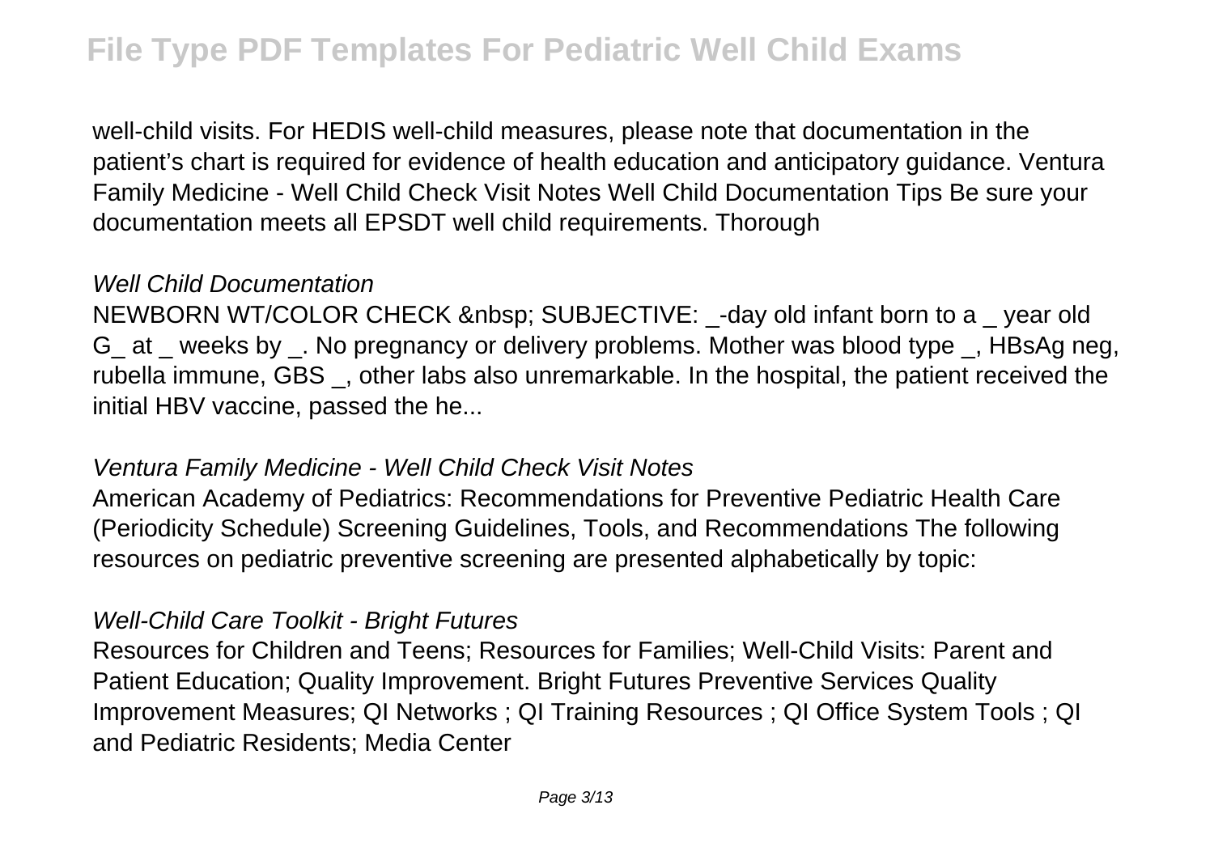well-child visits. For HEDIS well-child measures, please note that documentation in the patient's chart is required for evidence of health education and anticipatory guidance. Ventura Family Medicine - Well Child Check Visit Notes Well Child Documentation Tips Be sure your documentation meets all EPSDT well child requirements. Thorough

### *Well Child Documentation*

NEWBORN WT/COLOR CHECK &nbsp; SUBJECTIVE: _-day old infant born to a _ year old G_ at _ weeks by _. No pregnancy or delivery problems. Mother was blood type _, HBsAg neg, rubella immune, GBS _, other labs also unremarkable. In the hospital, the patient received the initial HBV vaccine, passed the he...

### *Ventura Family Medicine - Well Child Check Visit Notes*

American Academy of Pediatrics: Recommendations for Preventive Pediatric Health Care (Periodicity Schedule) Screening Guidelines, Tools, and Recommendations The following resources on pediatric preventive screening are presented alphabetically by topic:

### *Well-Child Care Toolkit - Bright Futures*

Resources for Children and Teens; Resources for Families; Well-Child Visits: Parent and Patient Education; Quality Improvement. Bright Futures Preventive Services Quality Improvement Measures; QI Networks ; QI Training Resources ; QI Office System Tools ; QI and Pediatric Residents; Media Center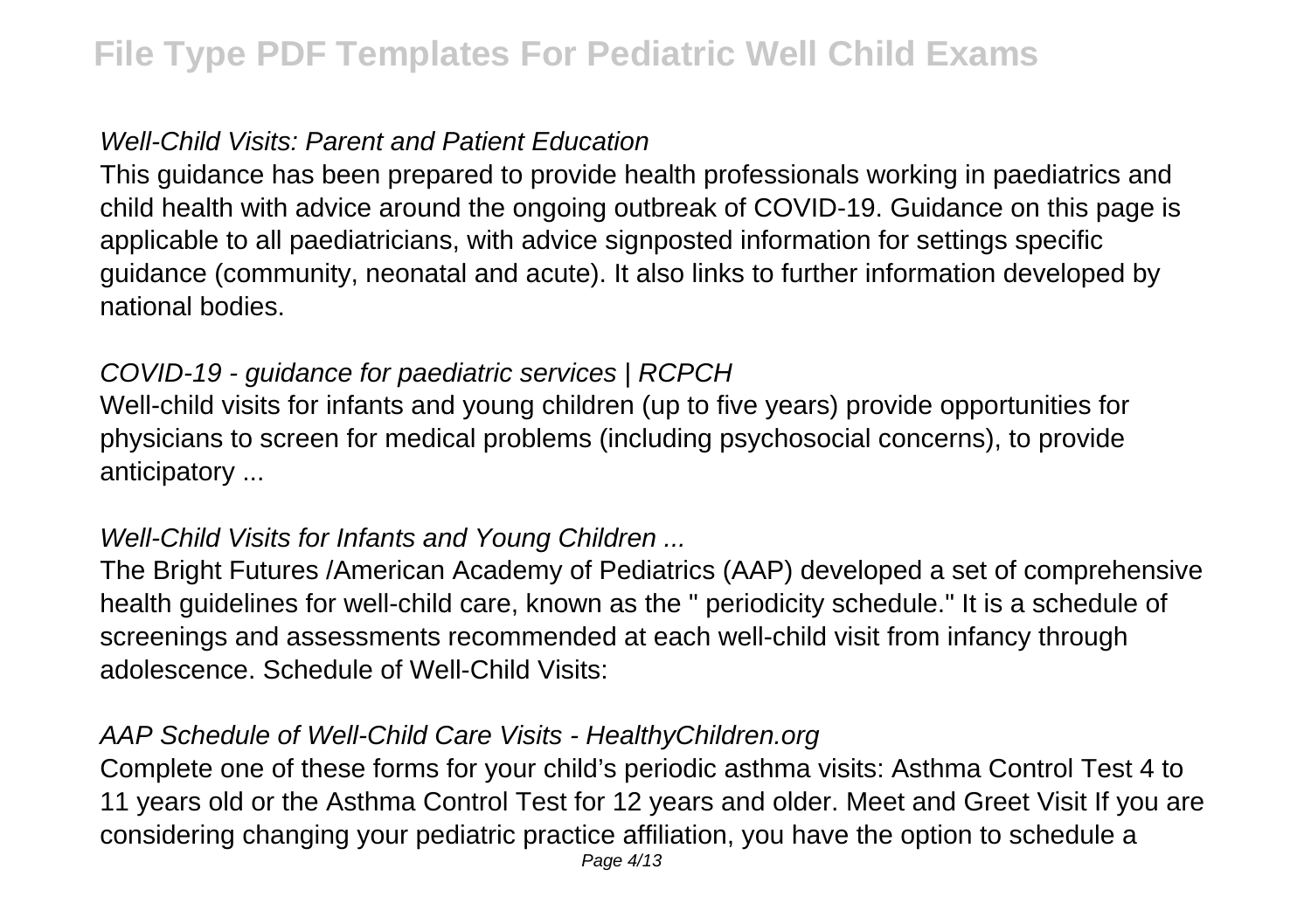### *Well-Child Visits: Parent and Patient Education*

This guidance has been prepared to provide health professionals working in paediatrics and child health with advice around the ongoing outbreak of COVID-19. Guidance on this page is applicable to all paediatricians, with advice signposted information for settings specific guidance (community, neonatal and acute). It also links to further information developed by national bodies.

### *COVID-19 - guidance for paediatric services | RCPCH*

Well-child visits for infants and young children (up to five years) provide opportunities for physicians to screen for medical problems (including psychosocial concerns), to provide anticipatory ...

### *Well-Child Visits for Infants and Young Children ...*

The Bright Futures /American Academy of Pediatrics (AAP) developed a set of comprehensive health guidelines for well-child care, known as the " periodicity schedule." It is a schedule of screenings and assessments recommended at each well-child visit from infancy through adolescence. Schedule of Well-Child Visits:

### *AAP Schedule of Well-Child Care Visits - HealthyChildren.org*

Complete one of these forms for your child's periodic asthma visits: Asthma Control Test 4 to 11 years old or the Asthma Control Test for 12 years and older. Meet and Greet Visit If you are considering changing your pediatric practice affiliation, you have the option to schedule a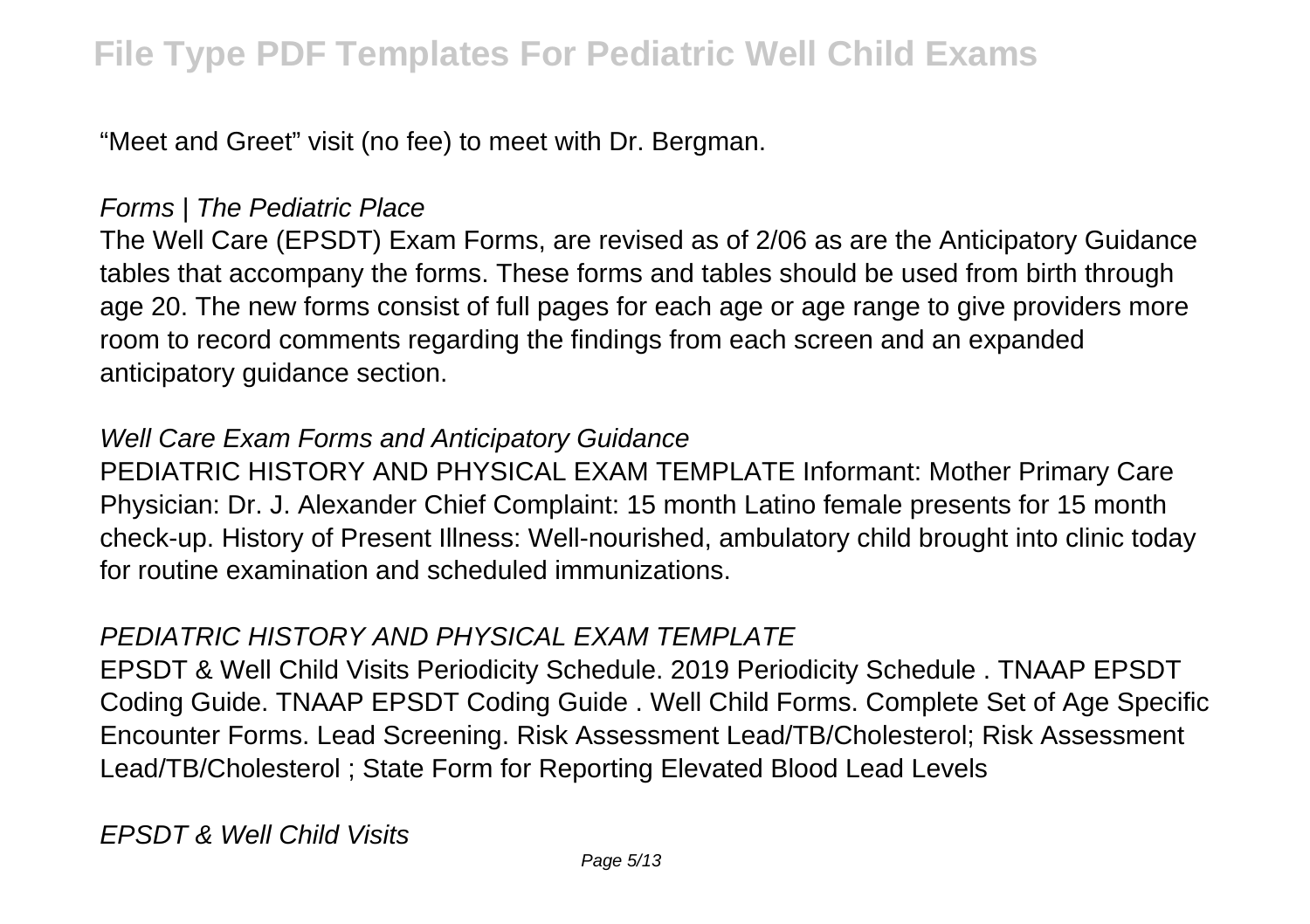"Meet and Greet" visit (no fee) to meet with Dr. Bergman.

### *Forms | The Pediatric Place*

The Well Care (EPSDT) Exam Forms, are revised as of 2/06 as are the Anticipatory Guidance tables that accompany the forms. These forms and tables should be used from birth through age 20. The new forms consist of full pages for each age or age range to give providers more room to record comments regarding the findings from each screen and an expanded anticipatory guidance section.

### *Well Care Exam Forms and Anticipatory Guidance*

PEDIATRIC HISTORY AND PHYSICAL EXAM TEMPLATE Informant: Mother Primary Care Physician: Dr. J. Alexander Chief Complaint: 15 month Latino female presents for 15 month check-up. History of Present Illness: Well-nourished, ambulatory child brought into clinic today for routine examination and scheduled immunizations.

### *PEDIATRIC HISTORY AND PHYSICAL EXAM TEMPLATE*

EPSDT & Well Child Visits Periodicity Schedule. 2019 Periodicity Schedule . TNAAP EPSDT Coding Guide. TNAAP EPSDT Coding Guide . Well Child Forms. Complete Set of Age Specific Encounter Forms. Lead Screening. Risk Assessment Lead/TB/Cholesterol; Risk Assessment Lead/TB/Cholesterol ; State Form for Reporting Elevated Blood Lead Levels

### *EPSDT & Well Child Visits*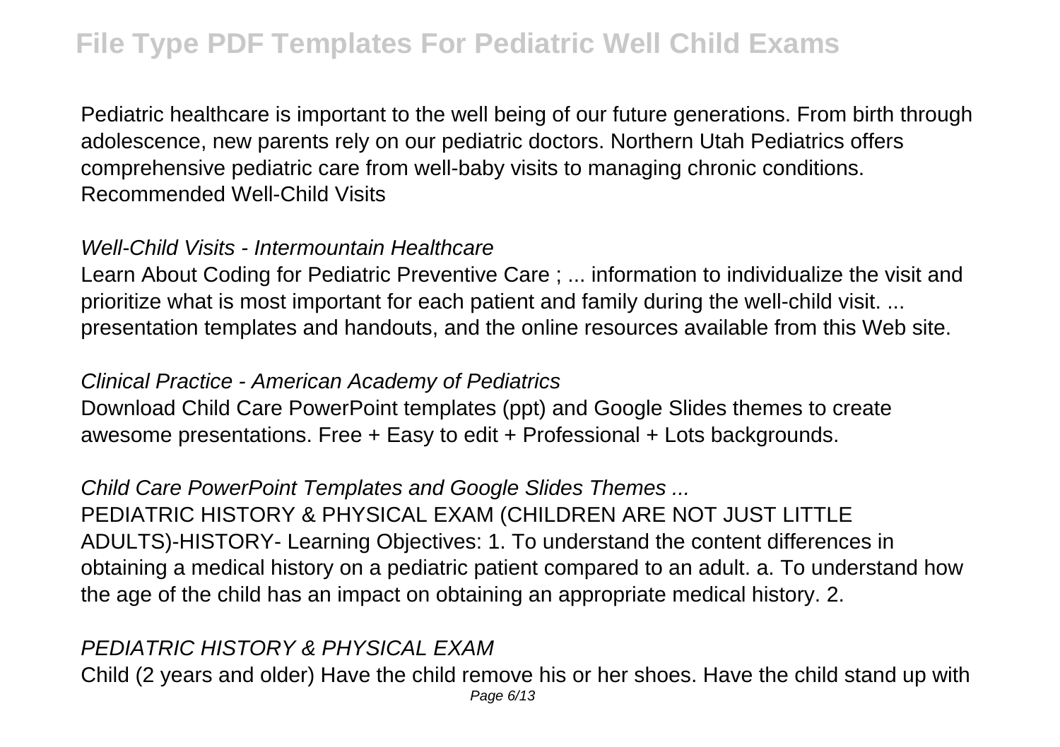Pediatric healthcare is important to the well being of our future generations. From birth through adolescence, new parents rely on our pediatric doctors. Northern Utah Pediatrics offers comprehensive pediatric care from well-baby visits to managing chronic conditions. Recommended Well-Child Visits

*Well-Child Visits - Intermountain Healthcare*

Learn About Coding for Pediatric Preventive Care ; ... information to individualize the visit and prioritize what is most important for each patient and family during the well-child visit. ... presentation templates and handouts, and the online resources available from this Web site.

*Clinical Practice - American Academy of Pediatrics*

Download Child Care PowerPoint templates (ppt) and Google Slides themes to create awesome presentations. Free + Easy to edit + Professional + Lots backgrounds.

*Child Care PowerPoint Templates and Google Slides Themes ...*

PEDIATRIC HISTORY & PHYSICAL EXAM (CHILDREN ARE NOT JUST LITTLE ADULTS)-HISTORY- Learning Objectives: 1. To understand the content differences in obtaining a medical history on a pediatric patient compared to an adult. a. To understand how the age of the child has an impact on obtaining an appropriate medical history. 2.

*PEDIATRIC HISTORY & PHYSICAL EXAM*

Child (2 years and older) Have the child remove his or her shoes. Have the child stand up with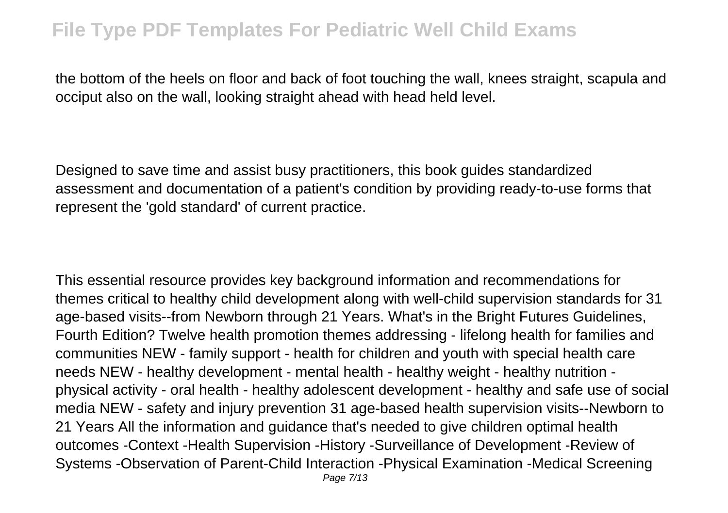the bottom of the heels on floor and back of foot touching the wall, knees straight, scapula and occiput also on the wall, looking straight ahead with head held level.

Designed to save time and assist busy practitioners, this book guides standardized assessment and documentation of a patient's condition by providing ready-to-use forms that represent the 'gold standard' of current practice.

This essential resource provides key background information and recommendations for themes critical to healthy child development along with well-child supervision standards for 31 age-based visits--from Newborn through 21 Years. What's in the Bright Futures Guidelines, Fourth Edition? Twelve health promotion themes addressing - lifelong health for families and communities NEW - family support - health for children and youth with special health care needs NEW - healthy development - mental health - healthy weight - healthy nutrition - physical activity - oral health - healthy adolescent development - healthy and safe use of social media NEW - safety and injury prevention 31 age-based health supervision visits--Newborn to 21 Years All the information and guidance that's needed to give children optimal health outcomes -Context -Health Supervision -History -Surveillance of Development -Review of Systems -Observation of Parent-Child Interaction -Physical Examination -Medical Screening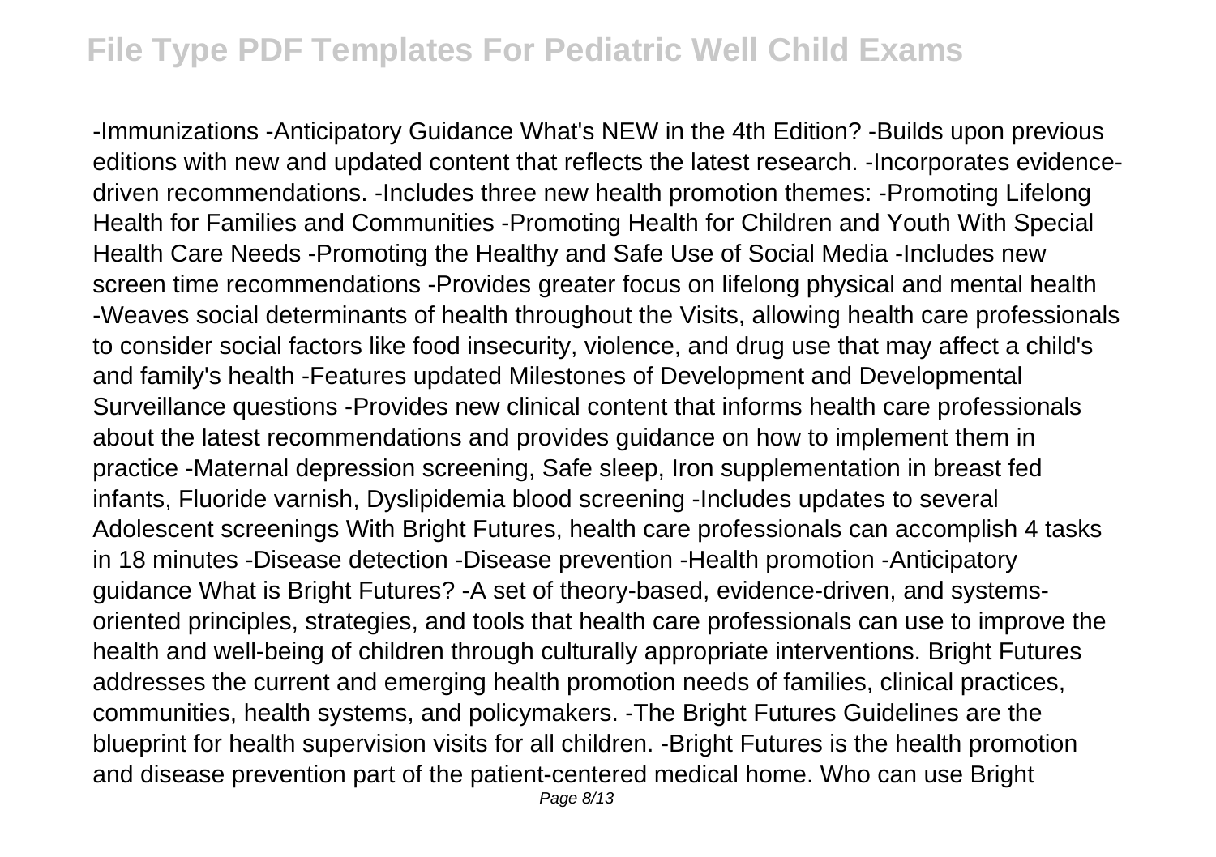-Immunizations -Anticipatory Guidance What's NEW in the 4th Edition? -Builds upon previous editions with new and updated content that reflects the latest research. -Incorporates evidence-driven recommendations. -Includes three new health promotion themes: -Promoting Lifelong Health for Families and Communities -Promoting Health for Children and Youth With Special Health Care Needs -Promoting the Healthy and Safe Use of Social Media -Includes new screen time recommendations -Provides greater focus on lifelong physical and mental health -Weaves social determinants of health throughout the Visits, allowing health care professionals to consider social factors like food insecurity, violence, and drug use that may affect a child's and family's health -Features updated Milestones of Development and Developmental Surveillance questions -Provides new clinical content that informs health care professionals about the latest recommendations and provides guidance on how to implement them in practice -Maternal depression screening, Safe sleep, Iron supplementation in breast fed infants, Fluoride varnish, Dyslipidemia blood screening -Includes updates to several Adolescent screenings With Bright Futures, health care professionals can accomplish 4 tasks in 18 minutes -Disease detection -Disease prevention -Health promotion -Anticipatory guidance What is Bright Futures? -A set of theory-based, evidence-driven, and systems-oriented principles, strategies, and tools that health care professionals can use to improve the health and well-being of children through culturally appropriate interventions. Bright Futures addresses the current and emerging health promotion needs of families, clinical practices, communities, health systems, and policymakers. -The Bright Futures Guidelines are the blueprint for health supervision visits for all children. -Bright Futures is the health promotion and disease prevention part of the patient-centered medical home. Who can use Bright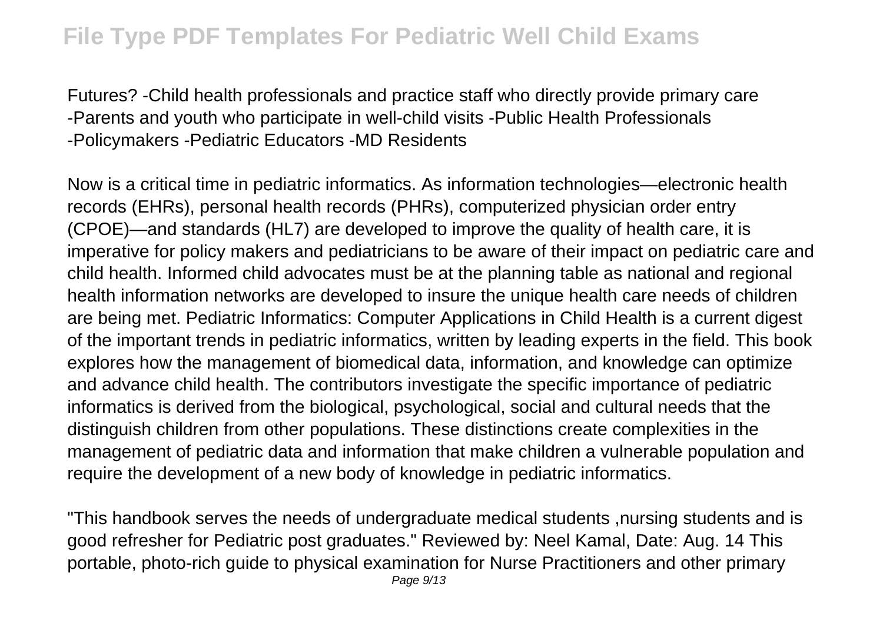Futures? -Child health professionals and practice staff who directly provide primary care -Parents and youth who participate in well-child visits -Public Health Professionals -Policymakers -Pediatric Educators -MD Residents

Now is a critical time in pediatric informatics. As information technologies—electronic health records (EHRs), personal health records (PHRs), computerized physician order entry (CPOE)—and standards (HL7) are developed to improve the quality of health care, it is imperative for policy makers and pediatricians to be aware of their impact on pediatric care and child health. Informed child advocates must be at the planning table as national and regional health information networks are developed to insure the unique health care needs of children are being met. Pediatric Informatics: Computer Applications in Child Health is a current digest of the important trends in pediatric informatics, written by leading experts in the field. This book explores how the management of biomedical data, information, and knowledge can optimize and advance child health. The contributors investigate the specific importance of pediatric informatics is derived from the biological, psychological, social and cultural needs that the distinguish children from other populations. These distinctions create complexities in the management of pediatric data and information that make children a vulnerable population and require the development of a new body of knowledge in pediatric informatics.

"This handbook serves the needs of undergraduate medical students ,nursing students and is good refresher for Pediatric post graduates." Reviewed by: Neel Kamal, Date: Aug. 14 This portable, photo-rich guide to physical examination for Nurse Practitioners and other primary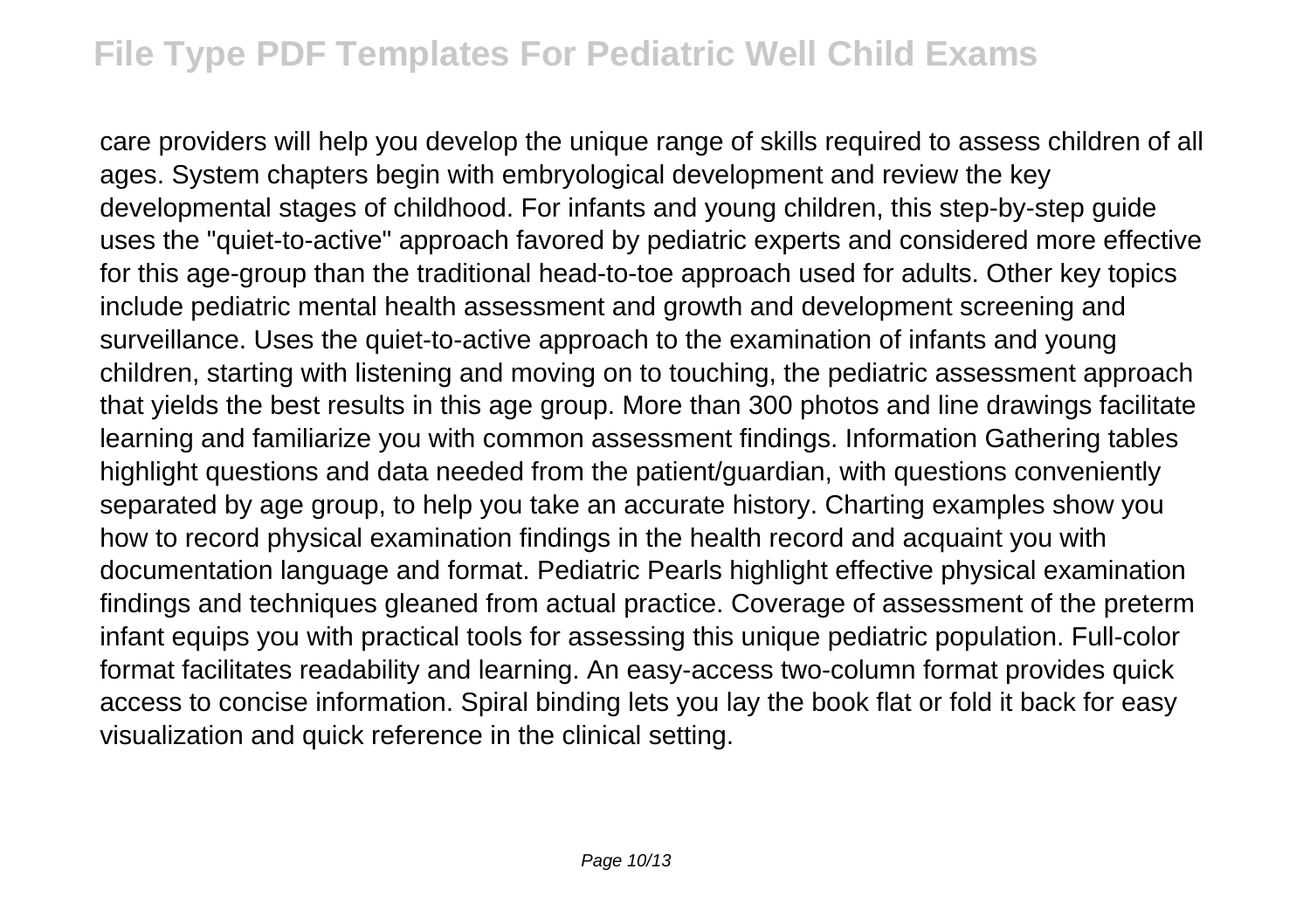care providers will help you develop the unique range of skills required to assess children of all ages. System chapters begin with embryological development and review the key developmental stages of childhood. For infants and young children, this step-by-step guide uses the "quiet-to-active" approach favored by pediatric experts and considered more effective for this age-group than the traditional head-to-toe approach used for adults. Other key topics include pediatric mental health assessment and growth and development screening and surveillance. Uses the quiet-to-active approach to the examination of infants and young children, starting with listening and moving on to touching, the pediatric assessment approach that yields the best results in this age group. More than 300 photos and line drawings facilitate learning and familiarize you with common assessment findings. Information Gathering tables highlight questions and data needed from the patient/guardian, with questions conveniently separated by age group, to help you take an accurate history. Charting examples show you how to record physical examination findings in the health record and acquaint you with documentation language and format. Pediatric Pearls highlight effective physical examination findings and techniques gleaned from actual practice. Coverage of assessment of the preterm infant equips you with practical tools for assessing this unique pediatric population. Full-color format facilitates readability and learning. An easy-access two-column format provides quick access to concise information. Spiral binding lets you lay the book flat or fold it back for easy visualization and quick reference in the clinical setting.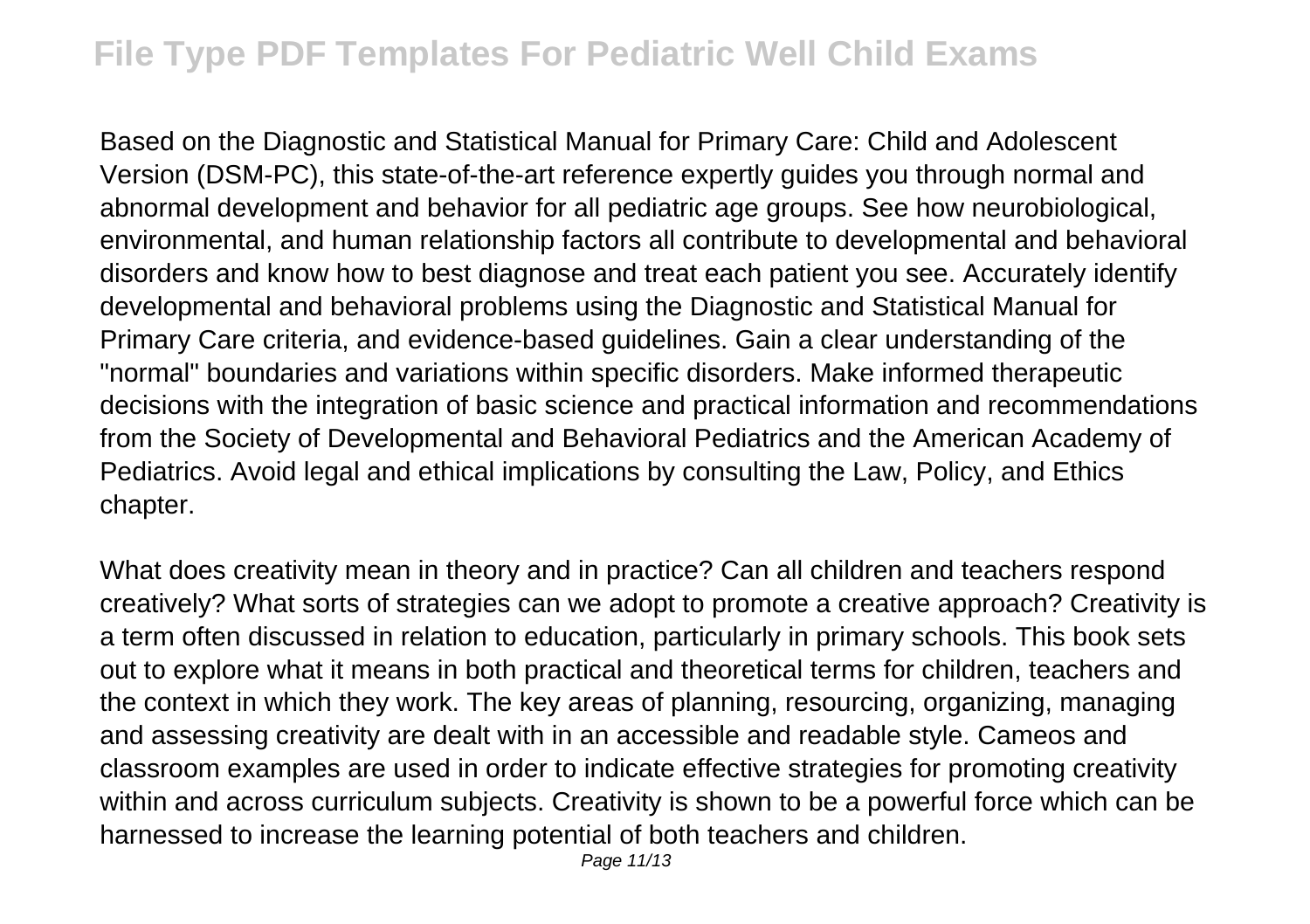Based on the Diagnostic and Statistical Manual for Primary Care: Child and Adolescent Version (DSM-PC), this state-of-the-art reference expertly guides you through normal and abnormal development and behavior for all pediatric age groups. See how neurobiological, environmental, and human relationship factors all contribute to developmental and behavioral disorders and know how to best diagnose and treat each patient you see. Accurately identify developmental and behavioral problems using the Diagnostic and Statistical Manual for Primary Care criteria, and evidence-based guidelines. Gain a clear understanding of the "normal" boundaries and variations within specific disorders. Make informed therapeutic decisions with the integration of basic science and practical information and recommendations from the Society of Developmental and Behavioral Pediatrics and the American Academy of Pediatrics. Avoid legal and ethical implications by consulting the Law, Policy, and Ethics chapter.

What does creativity mean in theory and in practice? Can all children and teachers respond creatively? What sorts of strategies can we adopt to promote a creative approach? Creativity is a term often discussed in relation to education, particularly in primary schools. This book sets out to explore what it means in both practical and theoretical terms for children, teachers and the context in which they work. The key areas of planning, resourcing, organizing, managing and assessing creativity are dealt with in an accessible and readable style. Cameos and classroom examples are used in order to indicate effective strategies for promoting creativity within and across curriculum subjects. Creativity is shown to be a powerful force which can be harnessed to increase the learning potential of both teachers and children.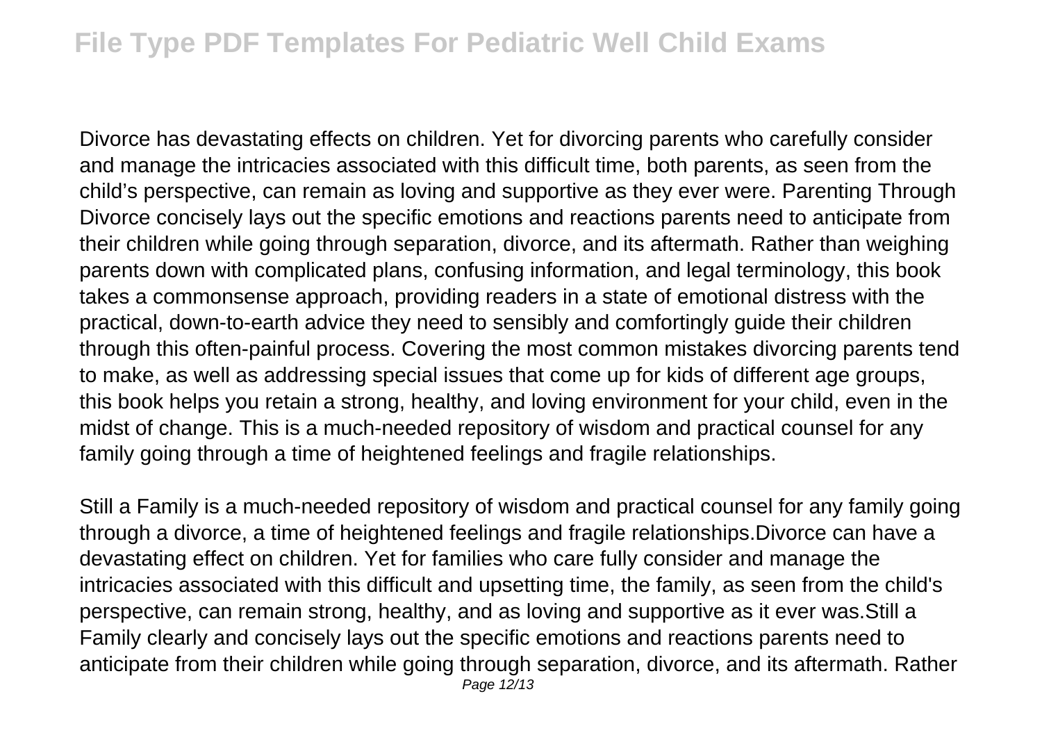Divorce has devastating effects on children. Yet for divorcing parents who carefully consider and manage the intricacies associated with this difficult time, both parents, as seen from the child's perspective, can remain as loving and supportive as they ever were. Parenting Through Divorce concisely lays out the specific emotions and reactions parents need to anticipate from their children while going through separation, divorce, and its aftermath. Rather than weighing parents down with complicated plans, confusing information, and legal terminology, this book takes a commonsense approach, providing readers in a state of emotional distress with the practical, down-to-earth advice they need to sensibly and comfortingly guide their children through this often-painful process. Covering the most common mistakes divorcing parents tend to make, as well as addressing special issues that come up for kids of different age groups, this book helps you retain a strong, healthy, and loving environment for your child, even in the midst of change. This is a much-needed repository of wisdom and practical counsel for any family going through a time of heightened feelings and fragile relationships.

Still a Family is a much-needed repository of wisdom and practical counsel for any family going through a divorce, a time of heightened feelings and fragile relationships.Divorce can have a devastating effect on children. Yet for families who care fully consider and manage the intricacies associated with this difficult and upsetting time, the family, as seen from the child's perspective, can remain strong, healthy, and as loving and supportive as it ever was.Still a Family clearly and concisely lays out the specific emotions and reactions parents need to anticipate from their children while going through separation, divorce, and its aftermath. Rather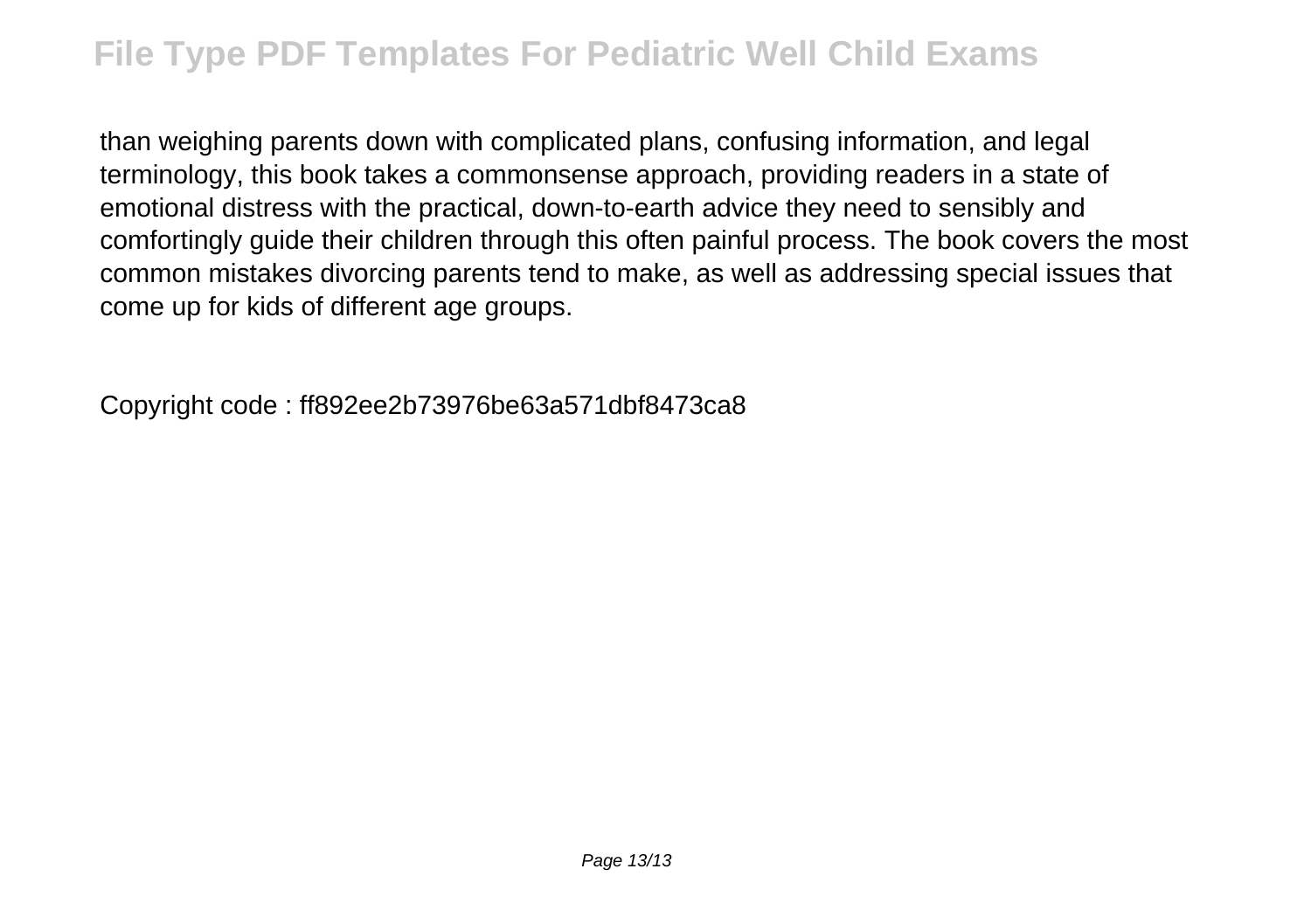than weighing parents down with complicated plans, confusing information, and legal terminology, this book takes a commonsense approach, providing readers in a state of emotional distress with the practical, down-to-earth advice they need to sensibly and comfortingly guide their children through this often painful process. The book covers the most common mistakes divorcing parents tend to make, as well as addressing special issues that come up for kids of different age groups.

Copyright code : ff892ee2b73976be63a571dbf8473ca8